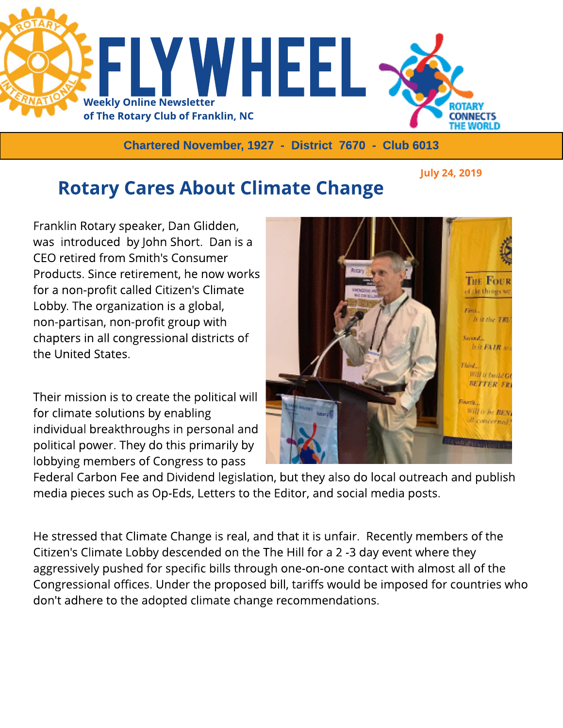# FLYWHEEL

**Weekly Online Newsletter of The Rotary Club of Franklin, NC**

**Chartered November, 1927 - District 7670 - Club 6013**

July 24, 2019

## Rotary Cares About Climate Change

Franklin Rotary speaker, Dan Glidden, was introduced by John Short. Dan is a CEO retired from Smith's Consumer Products. Since retirement, he now works for a non-profit called Citizen's Climate Lobby. The organization is a global, non-partisan, non-profit group with chapters in all congressional districts of the United States.

Their mission is to create the political will for climate solutions by enabling individual breakthroughs in personal and political power. They do this primarily by lobbying members of Congress to pass Federal Carbon Fee and Dividend legislation, but they also do local outreach and publish media pieces such as Op-Eds, Letters to the Editor, and social media posts.

He stressed that Climate Change is real, and that it is unfair. Recently members of the Citizen's Climate Lobby descended on the The Hill for a 2 -3 day event where they aggressively pushed for specific bills through one-on-one contact with almost all of the Congressional offices. Under the proposed bill, tariffs would be imposed for countries who don't adhere to the adopted climate change recommendations.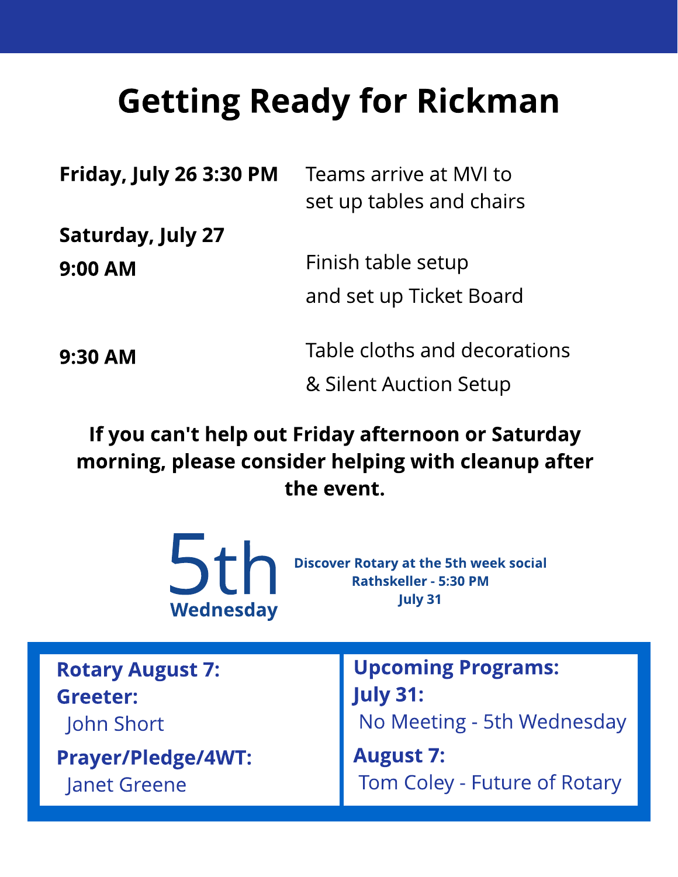# Getting Ready for Rickman

| | |
|---|---|
| **Friday, July 26 3:30 PM** | Teams arrive at MVI to set up tables and chairs |
| **Saturday, July 27** | |
| **9:00 AM** | Finish table setup and set up Ticket Board |
| **9:30 AM** | Table cloths and decorations & Silent Auction Setup |

**If you can't help out Friday afternoon or Saturday morning, please consider helping with cleanup after the event.**

5th Wednesday

**Discover Rotary at the 5th week social**
**Rathskeller - 5:30 PM**
**July 31**

**Rotary August 7:**

**Greeter:**
John Short

**Prayer/Pledge/4WT:**
Janet Greene

**Upcoming Programs:**

**July 31:**
No Meeting - 5th Wednesday

**August 7:**
Tom Coley - Future of Rotary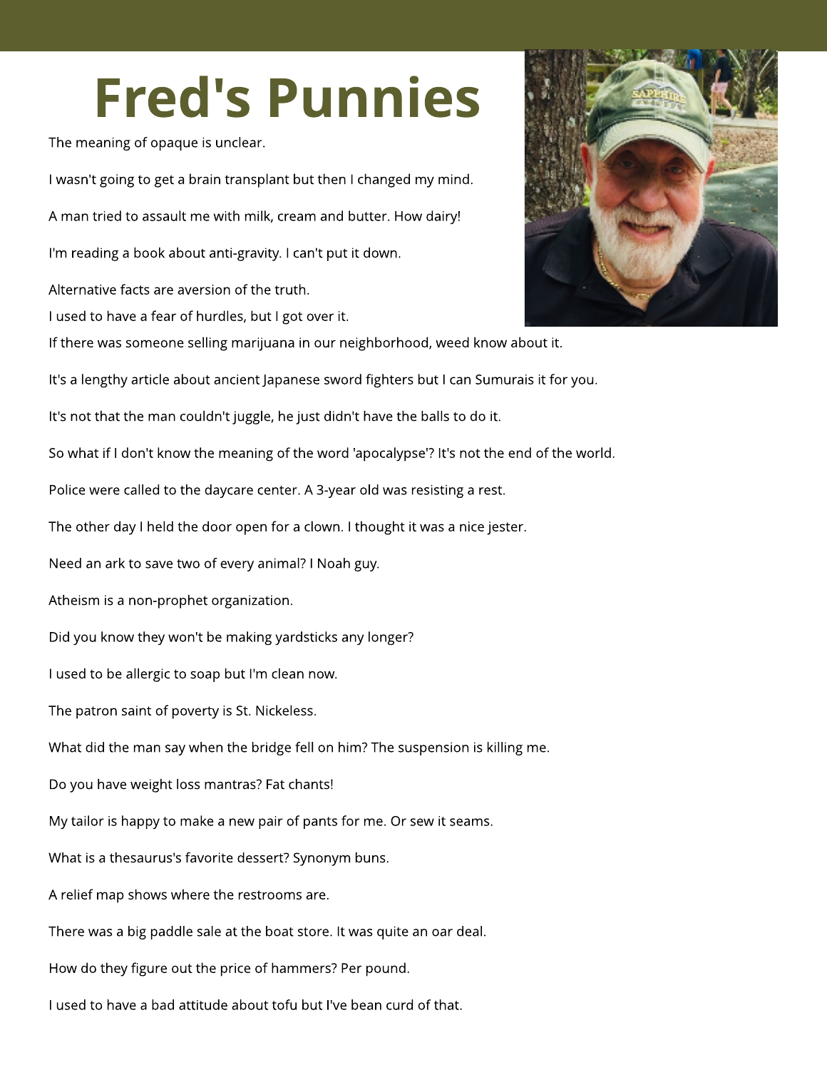# Fred's Punnies

The meaning of opaque is unclear.

I wasn't going to get a brain transplant but then I changed my mind.

A man tried to assault me with milk, cream and butter. How dairy!

I'm reading a book about anti-gravity. I can't put it down.

Alternative facts are aversion of the truth.

I used to have a fear of hurdles, but I got over it.

If there was someone selling marijuana in our neighborhood, weed know about it.

It's a lengthy article about ancient Japanese sword fighters but I can Sumurais it for you.

It's not that the man couldn't juggle, he just didn't have the balls to do it.

So what if I don't know the meaning of the word 'apocalypse'? It's not the end of the world.

Police were called to the daycare center. A 3-year old was resisting a rest.

The other day I held the door open for a clown. I thought it was a nice jester.

Need an ark to save two of every animal? I Noah guy.

Atheism is a non-prophet organization.

Did you know they won't be making yardsticks any longer?

I used to be allergic to soap but I'm clean now.

The patron saint of poverty is St. Nickeless.

What did the man say when the bridge fell on him? The suspension is killing me.

Do you have weight loss mantras? Fat chants!

My tailor is happy to make a new pair of pants for me. Or sew it seams.

What is a thesaurus's favorite dessert? Synonym buns.

A relief map shows where the restrooms are.

There was a big paddle sale at the boat store. It was quite an oar deal.

How do they figure out the price of hammers? Per pound.

I used to have a bad attitude about tofu but I've bean curd of that.